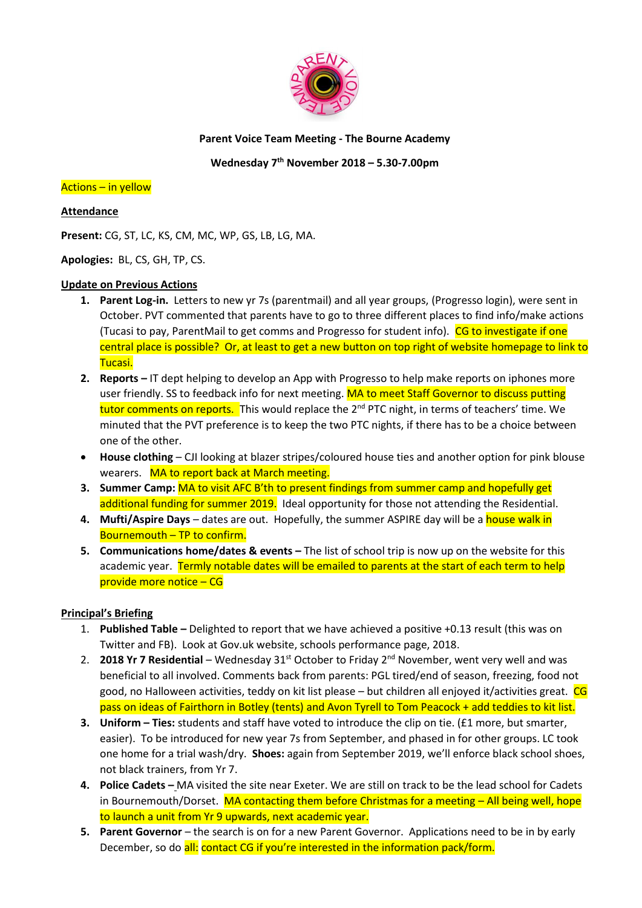**Parent Voice Team Meeting - The Bourne Academy**

**Wednesday 7th November 2018 – 5.30-7.00pm**

Actions – in yellow

**Attendance**

**Present:** CG, ST, LC, KS, CM, MC, WP, GS, LB, LG, MA.

**Apologies:** BL, CS, GH, TP, CS.

**Update on Previous Actions**

1. **Parent Log-in.** Letters to new yr 7s (parentmail) and all year groups, (Progresso login), were sent in October. PVT commented that parents have to go to three different places to find info/make actions (Tucasi to pay, ParentMail to get comms and Progresso for student info). CG to investigate if one central place is possible? Or, at least to get a new button on top right of website homepage to link to Tucasi.
2. **Reports –** IT dept helping to develop an App with Progresso to help make reports on iphones more user friendly. SS to feedback info for next meeting. MA to meet Staff Governor to discuss putting tutor comments on reports. This would replace the 2nd PTC night, in terms of teachers' time. We minuted that the PVT preference is to keep the two PTC nights, if there has to be a choice between one of the other.

- **House clothing** – CJI looking at blazer stripes/coloured house ties and another option for pink blouse wearers. MA to report back at March meeting.

3. **Summer Camp:** MA to visit AFC B'th to present findings from summer camp and hopefully get additional funding for summer 2019. Ideal opportunity for those not attending the Residential.
4. **Mufti/Aspire Days** – dates are out. Hopefully, the summer ASPIRE day will be a house walk in Bournemouth – TP to confirm.
5. **Communications home/dates & events –** The list of school trip is now up on the website for this academic year. Termly notable dates will be emailed to parents at the start of each term to help provide more notice – CG

**Principal's Briefing**

1. **Published Table –** Delighted to report that we have achieved a positive +0.13 result (this was on Twitter and FB). Look at Gov.uk website, schools performance page, 2018.
2. **2018 Yr 7 Residential** – Wednesday 31st October to Friday 2nd November, went very well and was beneficial to all involved. Comments back from parents: PGL tired/end of season, freezing, food not good, no Halloween activities, teddy on kit list please – but children all enjoyed it/activities great. CG pass on ideas of Fairthorn in Botley (tents) and Avon Tyrell to Tom Peacock + add teddies to kit list.
3. **Uniform – Ties:** students and staff have voted to introduce the clip on tie. (£1 more, but smarter, easier). To be introduced for new year 7s from September, and phased in for other groups. LC took one home for a trial wash/dry. **Shoes:** again from September 2019, we'll enforce black school shoes, not black trainers, from Yr 7.
4. **Police Cadets –** MA visited the site near Exeter. We are still on track to be the lead school for Cadets in Bournemouth/Dorset. MA contacting them before Christmas for a meeting – All being well, hope to launch a unit from Yr 9 upwards, next academic year.
5. **Parent Governor** – the search is on for a new Parent Governor. Applications need to be in by early December, so do all: contact CG if you're interested in the information pack/form.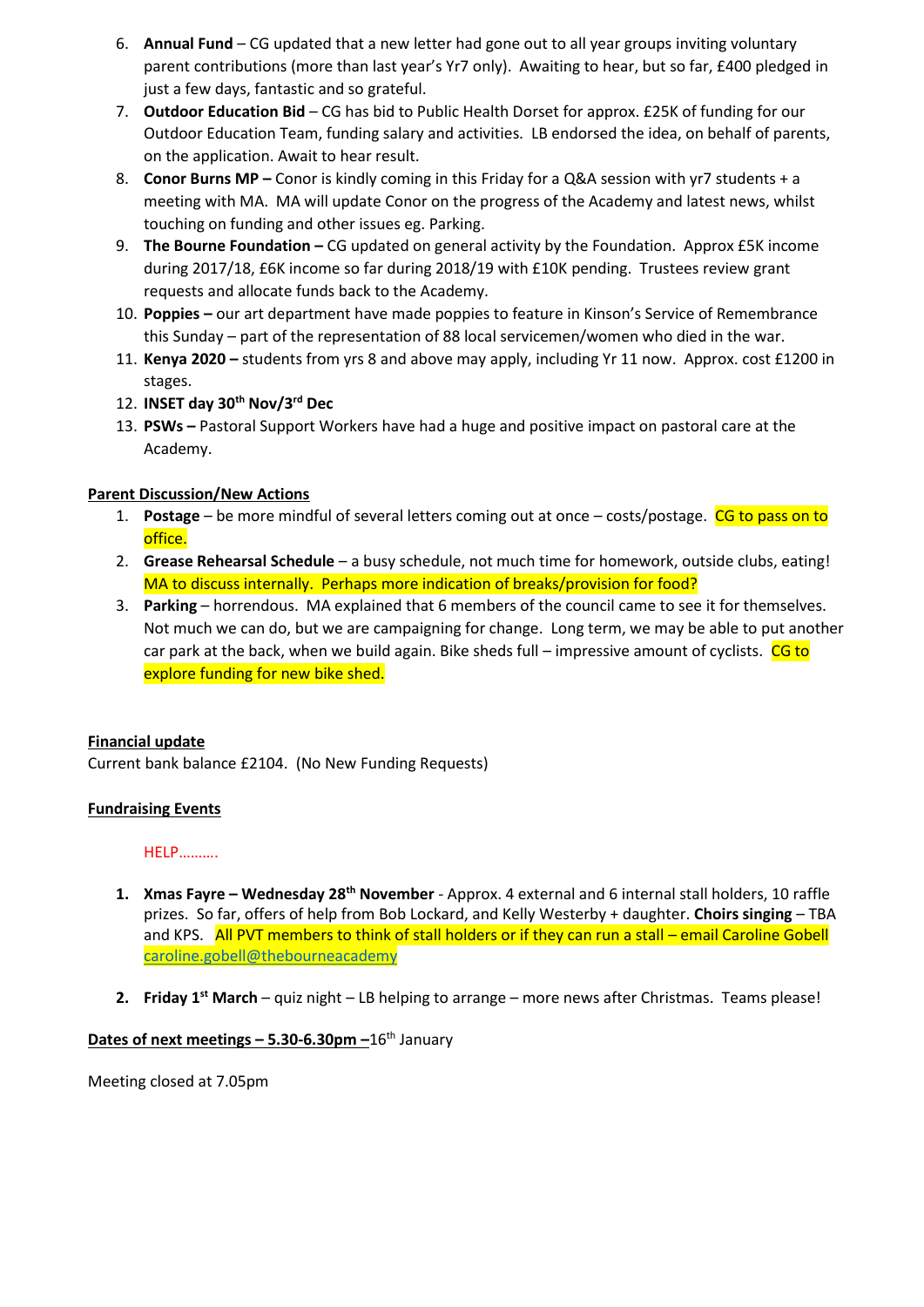6. **Annual Fund** – CG updated that a new letter had gone out to all year groups inviting voluntary parent contributions (more than last year's Yr7 only). Awaiting to hear, but so far, £400 pledged in just a few days, fantastic and so grateful.
7. **Outdoor Education Bid** – CG has bid to Public Health Dorset for approx. £25K of funding for our Outdoor Education Team, funding salary and activities. LB endorsed the idea, on behalf of parents, on the application. Await to hear result.
8. **Conor Burns MP –** Conor is kindly coming in this Friday for a Q&A session with yr7 students + a meeting with MA. MA will update Conor on the progress of the Academy and latest news, whilst touching on funding and other issues eg. Parking.
9. **The Bourne Foundation –** CG updated on general activity by the Foundation. Approx £5K income during 2017/18, £6K income so far during 2018/19 with £10K pending. Trustees review grant requests and allocate funds back to the Academy.
10. **Poppies –** our art department have made poppies to feature in Kinson's Service of Remembrance this Sunday – part of the representation of 88 local servicemen/women who died in the war.
11. **Kenya 2020 –** students from yrs 8 and above may apply, including Yr 11 now. Approx. cost £1200 in stages.
12. **INSET day 30th Nov/3rd Dec**
13. **PSWs –** Pastoral Support Workers have had a huge and positive impact on pastoral care at the Academy.

**Parent Discussion/New Actions**

1. **Postage** – be more mindful of several letters coming out at once – costs/postage. CG to pass on to office.
2. **Grease Rehearsal Schedule** – a busy schedule, not much time for homework, outside clubs, eating! MA to discuss internally. Perhaps more indication of breaks/provision for food?
3. **Parking** – horrendous. MA explained that 6 members of the council came to see it for themselves. Not much we can do, but we are campaigning for change. Long term, we may be able to put another car park at the back, when we build again. Bike sheds full – impressive amount of cyclists. CG to explore funding for new bike shed.

**Financial update**

Current bank balance £2104. (No New Funding Requests)

**Fundraising Events**

HELP……….

1. **Xmas Fayre – Wednesday 28th November** - Approx. 4 external and 6 internal stall holders, 10 raffle prizes. So far, offers of help from Bob Lockard, and Kelly Westerby + daughter. **Choirs singing** – TBA and KPS. All PVT members to think of stall holders or if they can run a stall – email Caroline Gobell caroline.gobell@thebourneacademy
2. **Friday 1st March** – quiz night – LB helping to arrange – more news after Christmas. Teams please!

**Dates of next meetings – 5.30-6.30pm –**16th January

Meeting closed at 7.05pm